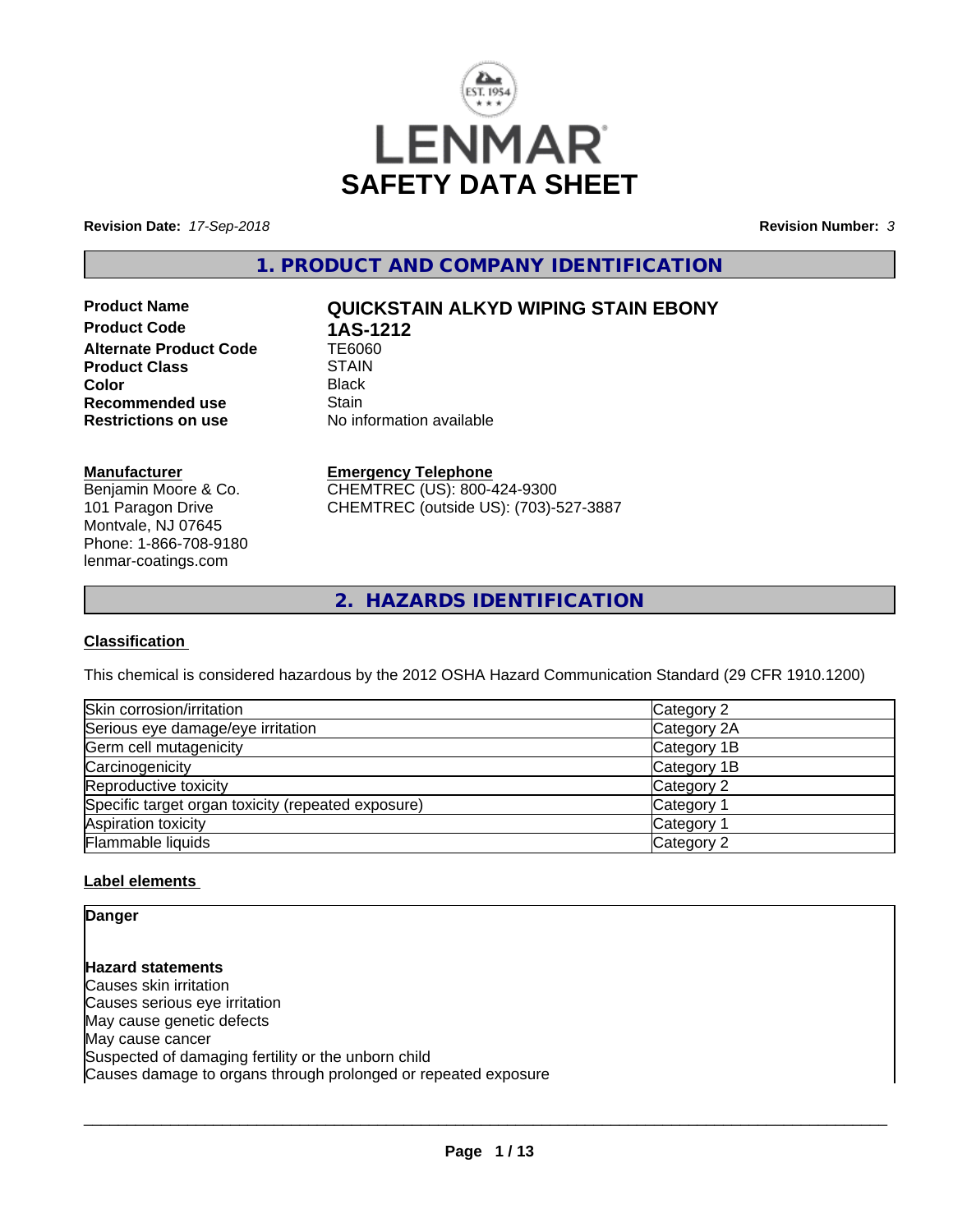# LENMAR

# SAFETY DATA SHEET

**Revision Date:** *17-Sep-2018* **Revision Number:** *3*

## 1. PRODUCT AND COMPANY IDENTIFICATION

| | |
|---|---|
| **Product Name** | **QUICKSTAIN ALKYD WIPING STAIN EBONY** |
| **Product Code** | **1AS-1212** |
| **Alternate Product Code** | TE6060 |
| **Product Class** | STAIN |
| **Color** | Black |
| **Recommended use** | Stain |
| **Restrictions on use** | No information available |

**Manufacturer**
Benjamin Moore & Co.
101 Paragon Drive
Montvale, NJ 07645
Phone: 1-866-708-9180
lenmar-coatings.com

**Emergency Telephone**
CHEMTREC (US): 800-424-9300
CHEMTREC (outside US): (703)-527-3887

## 2. HAZARDS IDENTIFICATION

### Classification

This chemical is considered hazardous by the 2012 OSHA Hazard Communication Standard (29 CFR 1910.1200)

| | |
|---|---|
| Skin corrosion/irritation | Category 2 |
| Serious eye damage/eye irritation | Category 2A |
| Germ cell mutagenicity | Category 1B |
| Carcinogenicity | Category 1B |
| Reproductive toxicity | Category 2 |
| Specific target organ toxicity (repeated exposure) | Category 1 |
| Aspiration toxicity | Category 1 |
| Flammable liquids | Category 2 |

### Label elements

**Danger**

**Hazard statements**
Causes skin irritation
Causes serious eye irritation
May cause genetic defects
May cause cancer
Suspected of damaging fertility or the unborn child
Causes damage to organs through prolonged or repeated exposure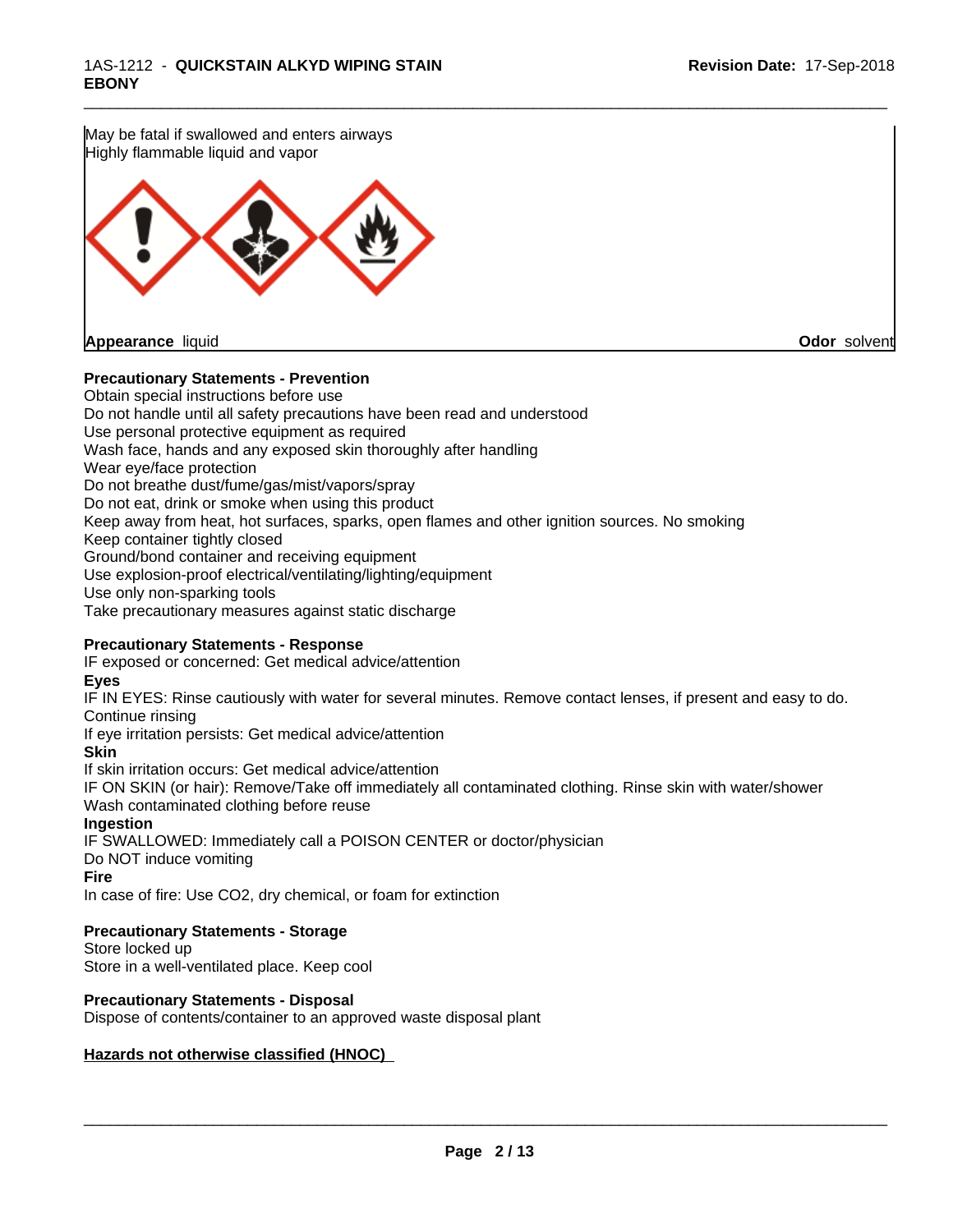May be fatal if swallowed and enters airways
Highly flammable liquid and vapor

**Appearance** liquid **Odor** solvent

**Precautionary Statements - Prevention**

Obtain special instructions before use
Do not handle until all safety precautions have been read and understood
Use personal protective equipment as required
Wash face, hands and any exposed skin thoroughly after handling
Wear eye/face protection
Do not breathe dust/fume/gas/mist/vapors/spray
Do not eat, drink or smoke when using this product
Keep away from heat, hot surfaces, sparks, open flames and other ignition sources. No smoking
Keep container tightly closed
Ground/bond container and receiving equipment
Use explosion-proof electrical/ventilating/lighting/equipment
Use only non-sparking tools
Take precautionary measures against static discharge

**Precautionary Statements - Response**

IF exposed or concerned: Get medical advice/attention

**Eyes**

IF IN EYES: Rinse cautiously with water for several minutes. Remove contact lenses, if present and easy to do. Continue rinsing
If eye irritation persists: Get medical advice/attention

**Skin**

If skin irritation occurs: Get medical advice/attention
IF ON SKIN (or hair): Remove/Take off immediately all contaminated clothing. Rinse skin with water/shower
Wash contaminated clothing before reuse

**Ingestion**

IF SWALLOWED: Immediately call a POISON CENTER or doctor/physician
Do NOT induce vomiting

**Fire**

In case of fire: Use CO2, dry chemical, or foam for extinction

**Precautionary Statements - Storage**

Store locked up
Store in a well-ventilated place. Keep cool

**Precautionary Statements - Disposal**

Dispose of contents/container to an approved waste disposal plant

**Hazards not otherwise classified (HNOC)**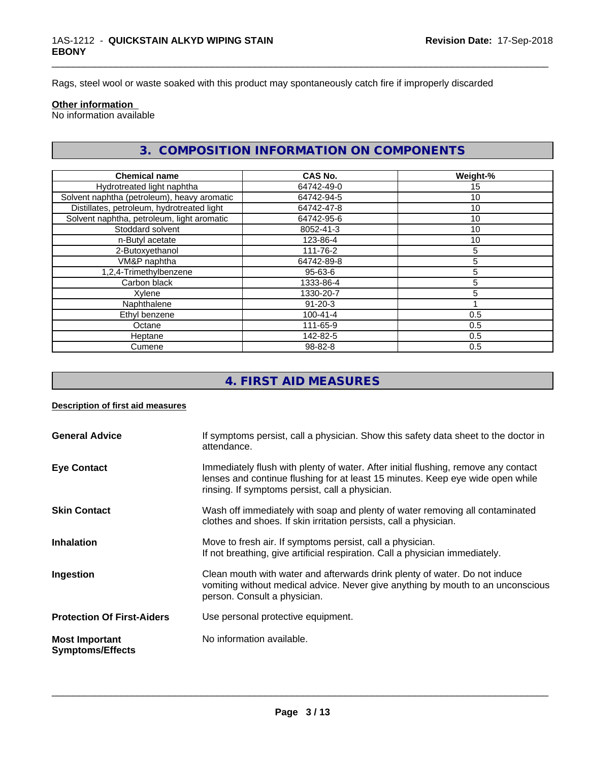Rags, steel wool or waste soaked with this product may spontaneously catch fire if improperly discarded

**Other information**
No information available

## 3. COMPOSITION INFORMATION ON COMPONENTS

| Chemical name | CAS No. | Weight-% |
| --- | --- | --- |
| Hydrotreated light naphtha | 64742-49-0 | 15 |
| Solvent naphtha (petroleum), heavy aromatic | 64742-94-5 | 10 |
| Distillates, petroleum, hydrotreated light | 64742-47-8 | 10 |
| Solvent naphtha, petroleum, light aromatic | 64742-95-6 | 10 |
| Stoddard solvent | 8052-41-3 | 10 |
| n-Butyl acetate | 123-86-4 | 10 |
| 2-Butoxyethanol | 111-76-2 | 5 |
| VM&P naphtha | 64742-89-8 | 5 |
| 1,2,4-Trimethylbenzene | 95-63-6 | 5 |
| Carbon black | 1333-86-4 | 5 |
| Xylene | 1330-20-7 | 5 |
| Naphthalene | 91-20-3 | 1 |
| Ethyl benzene | 100-41-4 | 0.5 |
| Octane | 111-65-9 | 0.5 |
| Heptane | 142-82-5 | 0.5 |
| Cumene | 98-82-8 | 0.5 |

## 4. FIRST AID MEASURES

**Description of first aid measures**

**General Advice**
If symptoms persist, call a physician. Show this safety data sheet to the doctor in attendance.

**Eye Contact**
Immediately flush with plenty of water. After initial flushing, remove any contact lenses and continue flushing for at least 15 minutes. Keep eye wide open while rinsing. If symptoms persist, call a physician.

**Skin Contact**
Wash off immediately with soap and plenty of water removing all contaminated clothes and shoes. If skin irritation persists, call a physician.

**Inhalation**
Move to fresh air. If symptoms persist, call a physician.
If not breathing, give artificial respiration. Call a physician immediately.

**Ingestion**
Clean mouth with water and afterwards drink plenty of water. Do not induce vomiting without medical advice. Never give anything by mouth to an unconscious person. Consult a physician.

**Protection Of First-Aiders**
Use personal protective equipment.

**Most Important Symptoms/Effects**
No information available.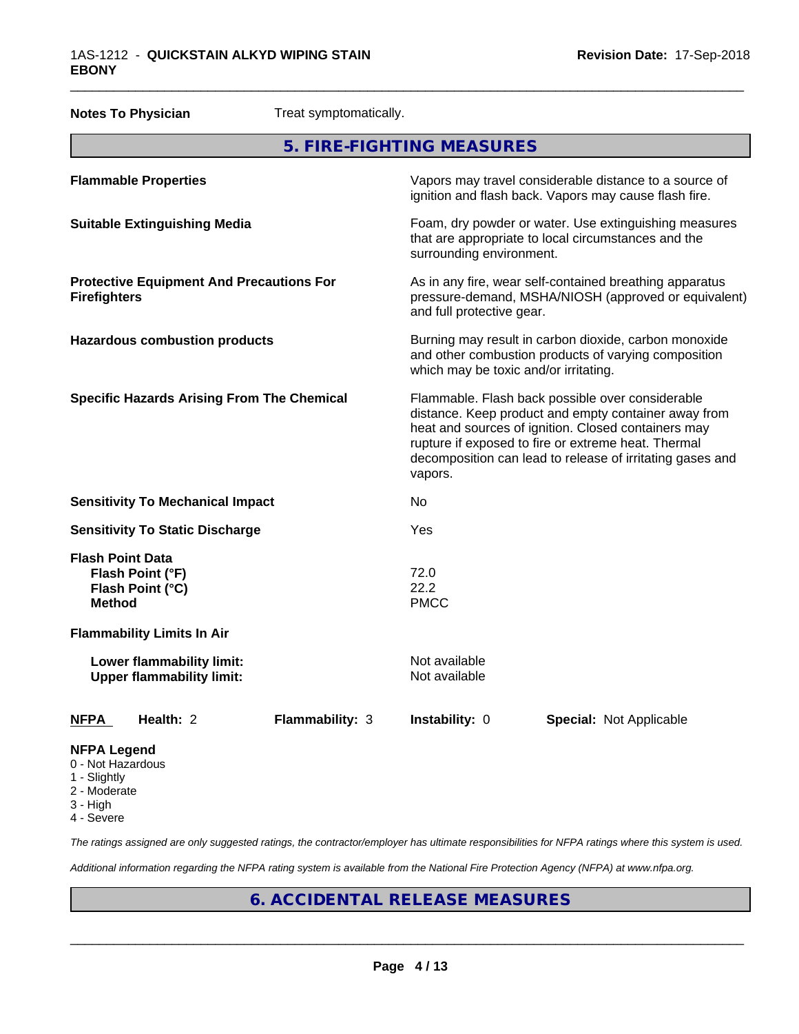**Notes To Physician** Treat symptomatically.

## 5. FIRE-FIGHTING MEASURES

| | |
|---|---|
| **Flammable Properties** | Vapors may travel considerable distance to a source of ignition and flash back. Vapors may cause flash fire. |
| **Suitable Extinguishing Media** | Foam, dry powder or water. Use extinguishing measures that are appropriate to local circumstances and the surrounding environment. |
| **Protective Equipment And Precautions For Firefighters** | As in any fire, wear self-contained breathing apparatus pressure-demand, MSHA/NIOSH (approved or equivalent) and full protective gear. |
| **Hazardous combustion products** | Burning may result in carbon dioxide, carbon monoxide and other combustion products of varying composition which may be toxic and/or irritating. |
| **Specific Hazards Arising From The Chemical** | Flammable. Flash back possible over considerable distance. Keep product and empty container away from heat and sources of ignition. Closed containers may rupture if exposed to fire or extreme heat. Thermal decomposition can lead to release of irritating gases and vapors. |
| **Sensitivity To Mechanical Impact** | No |
| **Sensitivity To Static Discharge** | Yes |
| **Flash Point Data** | |
| **Flash Point (°F)** | 72.0 |
| **Flash Point (°C)** | 22.2 |
| **Method** | PMCC |
| **Flammability Limits In Air** | |
| **Lower flammability limit:** | Not available |
| **Upper flammability limit:** | Not available |

| **NFPA** | **Health:** 2 | **Flammability:** 3 | **Instability:** 0 | **Special:** Not Applicable |
|---|---|---|---|---|

**NFPA Legend**
- 0 - Not Hazardous
- 1 - Slightly
- 2 - Moderate
- 3 - High
- 4 - Severe

*The ratings assigned are only suggested ratings, the contractor/employer has ultimate responsibilities for NFPA ratings where this system is used.*

*Additional information regarding the NFPA rating system is available from the National Fire Protection Agency (NFPA) at www.nfpa.org.*

## 6. ACCIDENTAL RELEASE MEASURES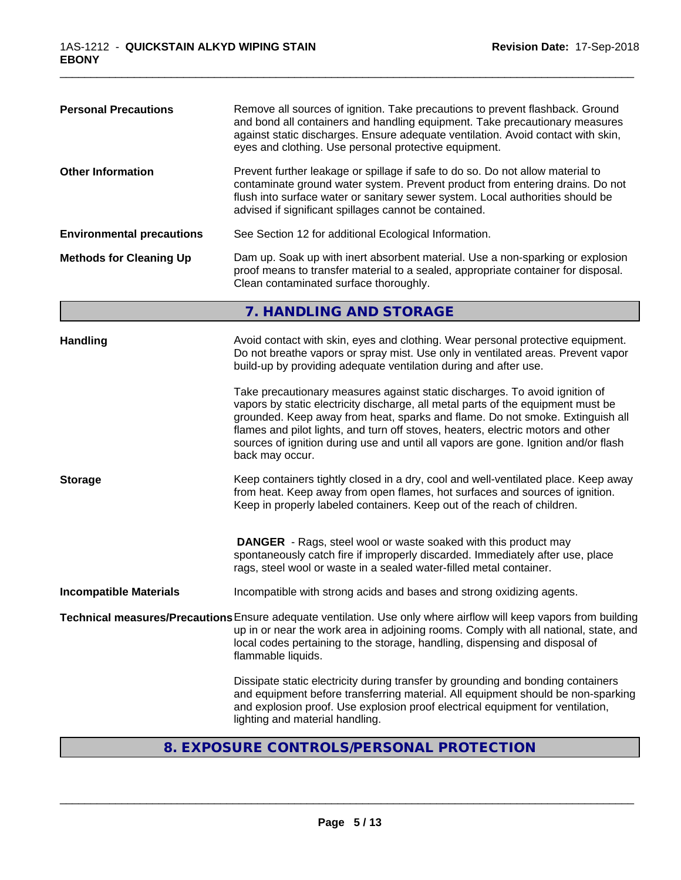| | |
|---|---|
| **Personal Precautions** | Remove all sources of ignition. Take precautions to prevent flashback. Ground and bond all containers and handling equipment. Take precautionary measures against static discharges. Ensure adequate ventilation. Avoid contact with skin, eyes and clothing. Use personal protective equipment. |
| **Other Information** | Prevent further leakage or spillage if safe to do so. Do not allow material to contaminate ground water system. Prevent product from entering drains. Do not flush into surface water or sanitary sewer system. Local authorities should be advised if significant spillages cannot be contained. |
| **Environmental precautions** | See Section 12 for additional Ecological Information. |
| **Methods for Cleaning Up** | Dam up. Soak up with inert absorbent material. Use a non-sparking or explosion proof means to transfer material to a sealed, appropriate container for disposal. Clean contaminated surface thoroughly. |

## 7. HANDLING AND STORAGE

**Handling**

Avoid contact with skin, eyes and clothing. Wear personal protective equipment. Do not breathe vapors or spray mist. Use only in ventilated areas. Prevent vapor build-up by providing adequate ventilation during and after use.

Take precautionary measures against static discharges. To avoid ignition of vapors by static electricity discharge, all metal parts of the equipment must be grounded. Keep away from heat, sparks and flame. Do not smoke. Extinguish all flames and pilot lights, and turn off stoves, heaters, electric motors and other sources of ignition during use and until all vapors are gone. Ignition and/or flash back may occur.

**Storage**

Keep containers tightly closed in a dry, cool and well-ventilated place. Keep away from heat. Keep away from open flames, hot surfaces and sources of ignition. Keep in properly labeled containers. Keep out of the reach of children.

**DANGER** - Rags, steel wool or waste soaked with this product may spontaneously catch fire if improperly discarded. Immediately after use, place rags, steel wool or waste in a sealed water-filled metal container.

**Incompatible Materials**

Incompatible with strong acids and bases and strong oxidizing agents.

**Technical measures/Precautions**

Ensure adequate ventilation. Use only where airflow will keep vapors from building up in or near the work area in adjoining rooms. Comply with all national, state, and local codes pertaining to the storage, handling, dispensing and disposal of flammable liquids.

Dissipate static electricity during transfer by grounding and bonding containers and equipment before transferring material. All equipment should be non-sparking and explosion proof. Use explosion proof electrical equipment for ventilation, lighting and material handling.

## 8. EXPOSURE CONTROLS/PERSONAL PROTECTION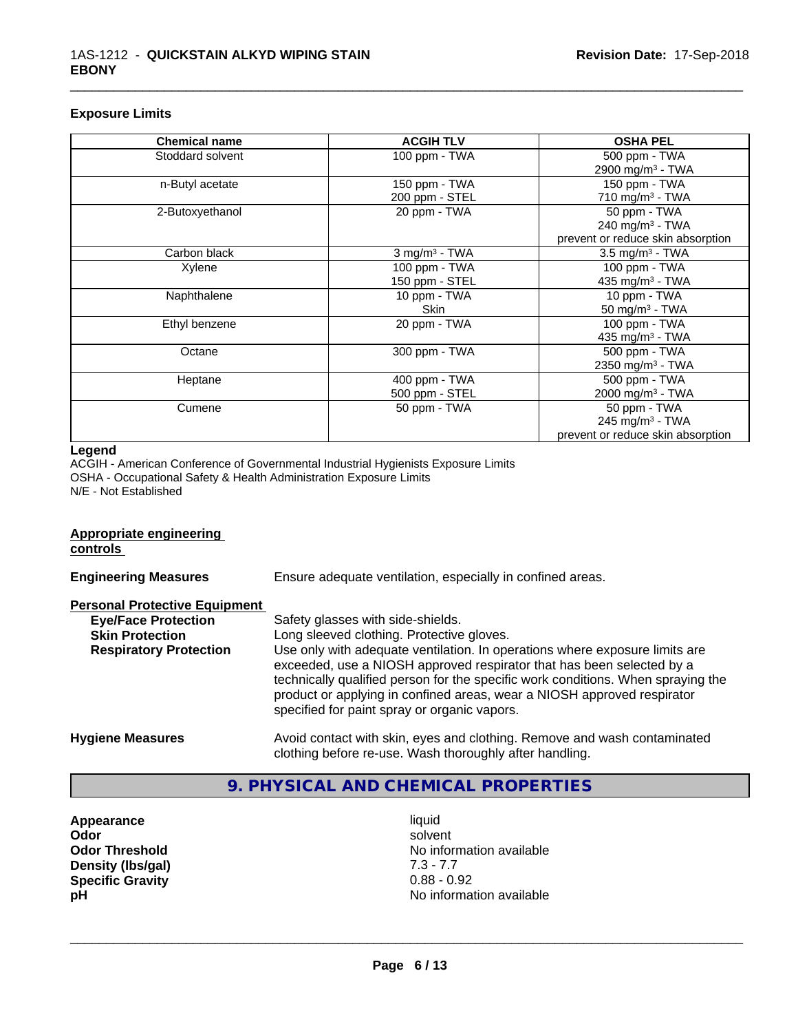### Exposure Limits

| Chemical name | ACGIH TLV | OSHA PEL |
|---|---|---|
| Stoddard solvent | 100 ppm - TWA | 500 ppm - TWA<br>2900 mg/m$^3$ - TWA |
| n-Butyl acetate | 150 ppm - TWA<br>200 ppm - STEL | 150 ppm - TWA<br>710 mg/m$^3$ - TWA |
| 2-Butoxyethanol | 20 ppm - TWA | 50 ppm - TWA<br>240 mg/m$^3$ - TWA<br>prevent or reduce skin absorption |
| Carbon black | 3 mg/m$^3$ - TWA | 3.5 mg/m$^3$ - TWA |
| Xylene | 100 ppm - TWA<br>150 ppm - STEL | 100 ppm - TWA<br>435 mg/m$^3$ - TWA |
| Naphthalene | 10 ppm - TWA<br>Skin | 10 ppm - TWA<br>50 mg/m$^3$ - TWA |
| Ethyl benzene | 20 ppm - TWA | 100 ppm - TWA<br>435 mg/m$^3$ - TWA |
| Octane | 300 ppm - TWA | 500 ppm - TWA<br>2350 mg/m$^3$ - TWA |
| Heptane | 400 ppm - TWA<br>500 ppm - STEL | 500 ppm - TWA<br>2000 mg/m$^3$ - TWA |
| Cumene | 50 ppm - TWA | 50 ppm - TWA<br>245 mg/m$^3$ - TWA<br>prevent or reduce skin absorption |

**Legend**
ACGIH - American Conference of Governmental Industrial Hygienists Exposure Limits
OSHA - Occupational Safety & Health Administration Exposure Limits
N/E - Not Established

**Appropriate engineering controls**

**Engineering Measures** Ensure adequate ventilation, especially in confined areas.

**Personal Protective Equipment**

**Eye/Face Protection** Safety glasses with side-shields.

**Skin Protection** Long sleeved clothing. Protective gloves.

**Respiratory Protection** Use only with adequate ventilation. In operations where exposure limits are exceeded, use a NIOSH approved respirator that has been selected by a technically qualified person for the specific work conditions. When spraying the product or applying in confined areas, wear a NIOSH approved respirator specified for paint spray or organic vapors.

**Hygiene Measures** Avoid contact with skin, eyes and clothing. Remove and wash contaminated clothing before re-use. Wash thoroughly after handling.

## 9. PHYSICAL AND CHEMICAL PROPERTIES

| | |
|---|---|
| **Appearance** | liquid |
| **Odor** | solvent |
| **Odor Threshold** | No information available |
| **Density (lbs/gal)** | 7.3 - 7.7 |
| **Specific Gravity** | 0.88 - 0.92 |
| **pH** | No information available |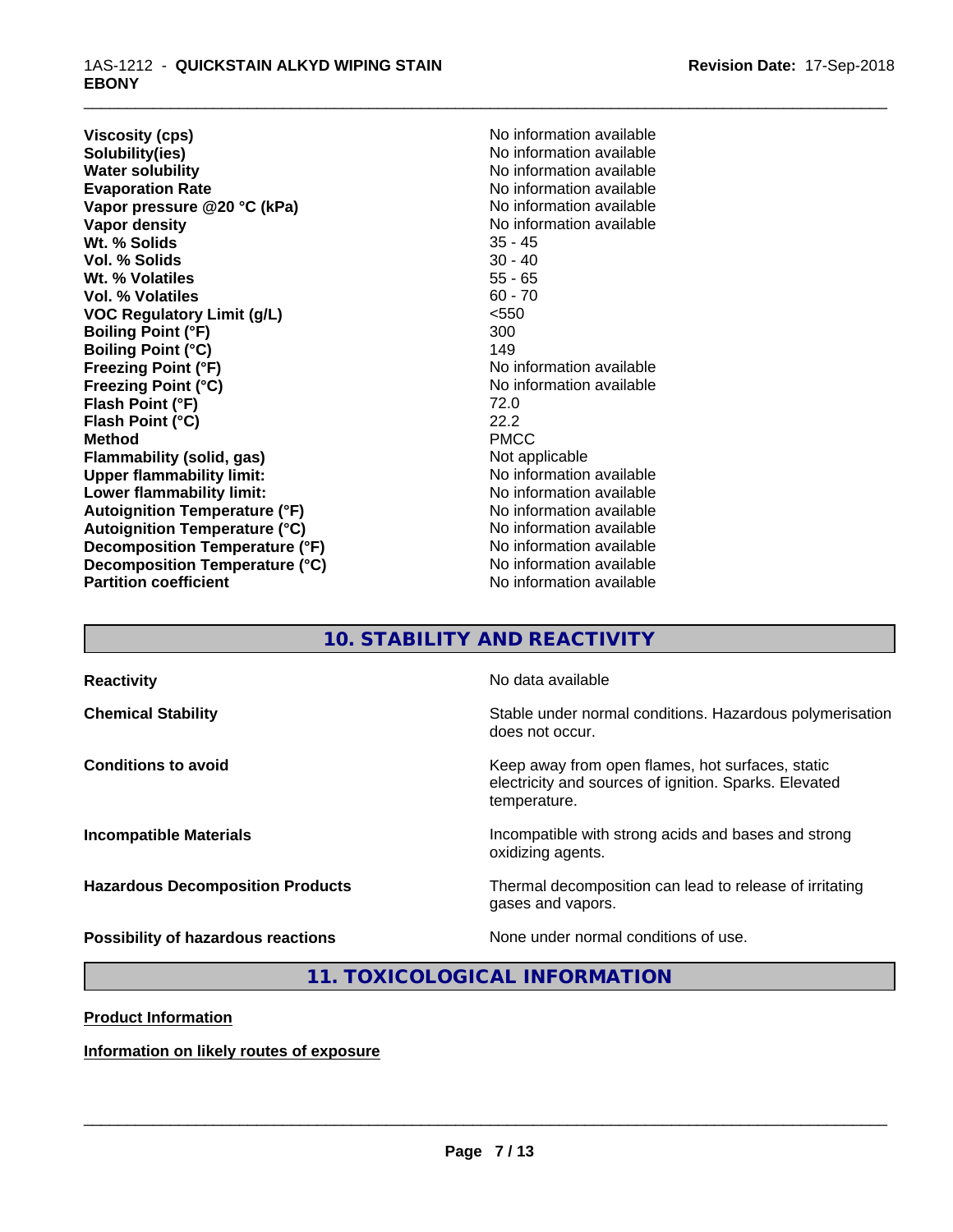| | |
|---|---|
| **Viscosity (cps)** | No information available |
| **Solubility(ies)** | No information available |
| **Water solubility** | No information available |
| **Evaporation Rate** | No information available |
| **Vapor pressure @20 °C (kPa)** | No information available |
| **Vapor density** | No information available |
| **Wt. % Solids** | 35 - 45 |
| **Vol. % Solids** | 30 - 40 |
| **Wt. % Volatiles** | 55 - 65 |
| **Vol. % Volatiles** | 60 - 70 |
| **VOC Regulatory Limit (g/L)** | <550 |
| **Boiling Point (°F)** | 300 |
| **Boiling Point (°C)** | 149 |
| **Freezing Point (°F)** | No information available |
| **Freezing Point (°C)** | No information available |
| **Flash Point (°F)** | 72.0 |
| **Flash Point (°C)** | 22.2 |
| **Method** | PMCC |
| **Flammability (solid, gas)** | Not applicable |
| **Upper flammability limit:** | No information available |
| **Lower flammability limit:** | No information available |
| **Autoignition Temperature (°F)** | No information available |
| **Autoignition Temperature (°C)** | No information available |
| **Decomposition Temperature (°F)** | No information available |
| **Decomposition Temperature (°C)** | No information available |
| **Partition coefficient** | No information available |

## 10. STABILITY AND REACTIVITY

| | |
|---|---|
| **Reactivity** | No data available |
| **Chemical Stability** | Stable under normal conditions. Hazardous polymerisation does not occur. |
| **Conditions to avoid** | Keep away from open flames, hot surfaces, static electricity and sources of ignition. Sparks. Elevated temperature. |
| **Incompatible Materials** | Incompatible with strong acids and bases and strong oxidizing agents. |
| **Hazardous Decomposition Products** | Thermal decomposition can lead to release of irritating gases and vapors. |
| **Possibility of hazardous reactions** | None under normal conditions of use. |

## 11. TOXICOLOGICAL INFORMATION

**Product Information**

**Information on likely routes of exposure**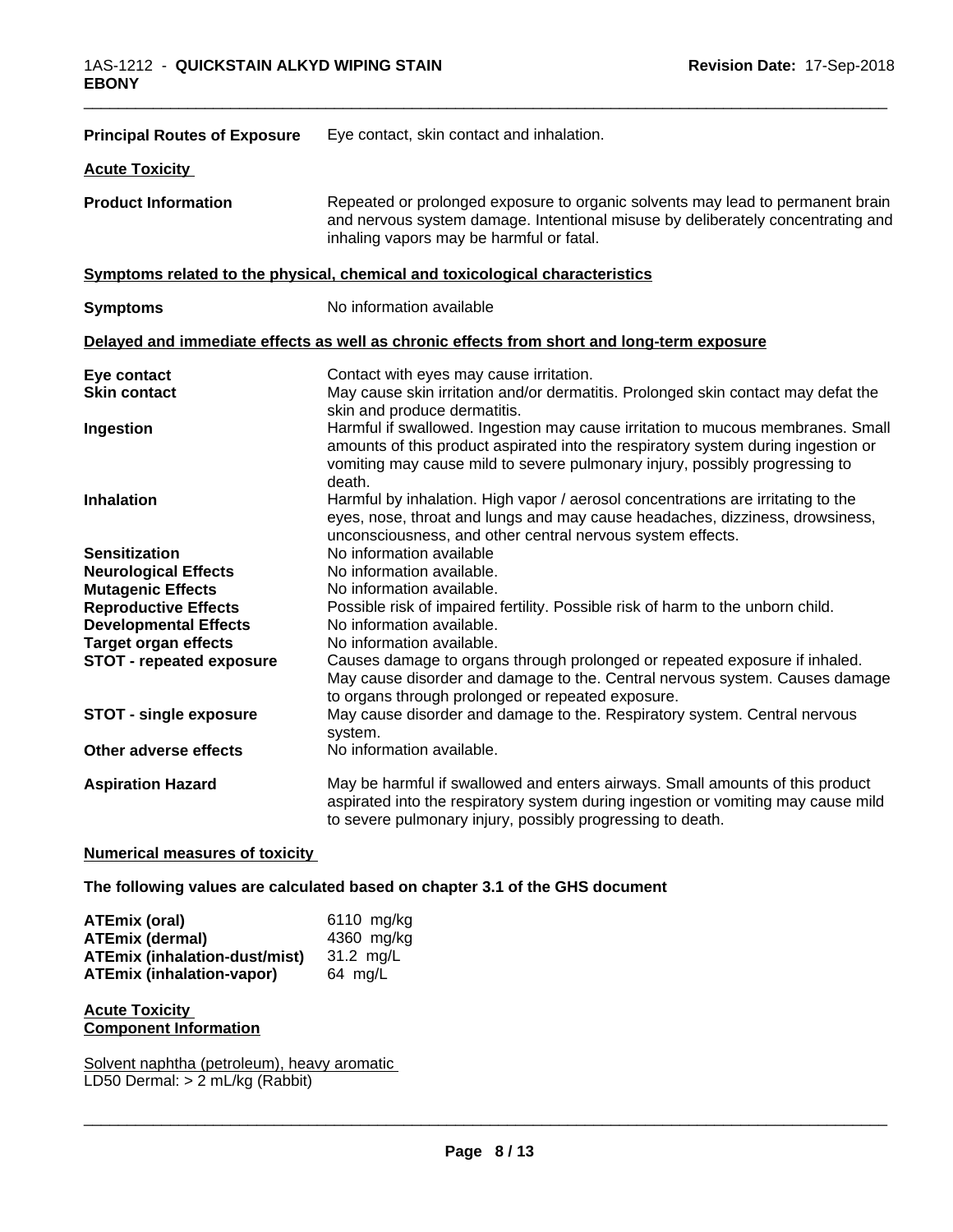**Principal Routes of Exposure** Eye contact, skin contact and inhalation.

**Acute Toxicity**

**Product Information** Repeated or prolonged exposure to organic solvents may lead to permanent brain and nervous system damage. Intentional misuse by deliberately concentrating and inhaling vapors may be harmful or fatal.

**Symptoms related to the physical, chemical and toxicological characteristics**

**Symptoms** No information available

**Delayed and immediate effects as well as chronic effects from short and long-term exposure**

**Eye contact** Contact with eyes may cause irritation.

**Skin contact** May cause skin irritation and/or dermatitis. Prolonged skin contact may defat the skin and produce dermatitis.

**Ingestion** Harmful if swallowed. Ingestion may cause irritation to mucous membranes. Small amounts of this product aspirated into the respiratory system during ingestion or vomiting may cause mild to severe pulmonary injury, possibly progressing to death.

**Inhalation** Harmful by inhalation. High vapor / aerosol concentrations are irritating to the eyes, nose, throat and lungs and may cause headaches, dizziness, drowsiness, unconsciousness, and other central nervous system effects.

**Sensitization** No information available

**Neurological Effects** No information available.

**Mutagenic Effects** No information available.

**Reproductive Effects** Possible risk of impaired fertility. Possible risk of harm to the unborn child.

**Developmental Effects** No information available.

**Target organ effects** No information available.

**STOT - repeated exposure** Causes damage to organs through prolonged or repeated exposure if inhaled. May cause disorder and damage to the. Central nervous system. Causes damage to organs through prolonged or repeated exposure.

**STOT - single exposure** May cause disorder and damage to the. Respiratory system. Central nervous system.

**Other adverse effects** No information available.

**Aspiration Hazard** May be harmful if swallowed and enters airways. Small amounts of this product aspirated into the respiratory system during ingestion or vomiting may cause mild to severe pulmonary injury, possibly progressing to death.

**Numerical measures of toxicity**

**The following values are calculated based on chapter 3.1 of the GHS document**

| | |
|---|---|
| **ATEmix (oral)** | 6110 mg/kg |
| **ATEmix (dermal)** | 4360 mg/kg |
| **ATEmix (inhalation-dust/mist)** | 31.2 mg/L |
| **ATEmix (inhalation-vapor)** | 64 mg/L |

**Acute Toxicity**
**Component Information**

Solvent naphtha (petroleum), heavy aromatic
LD50 Dermal: > 2 mL/kg (Rabbit)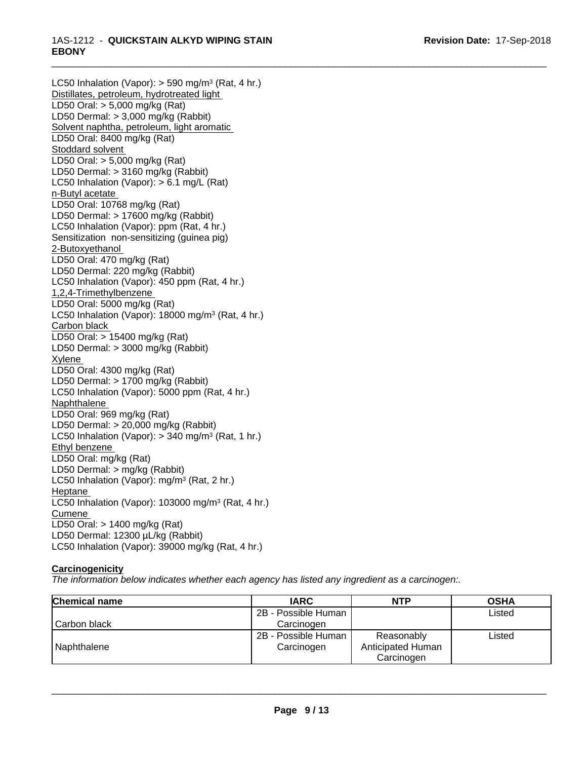LC50 Inhalation (Vapor): > 590 mg/m³ (Rat, 4 hr.)
Distillates, petroleum, hydrotreated light
LD50 Oral: > 5,000 mg/kg (Rat)
LD50 Dermal: > 3,000 mg/kg (Rabbit)
Solvent naphtha, petroleum, light aromatic
LD50 Oral: 8400 mg/kg (Rat)
Stoddard solvent
LD50 Oral: > 5,000 mg/kg (Rat)
LD50 Dermal: > 3160 mg/kg (Rabbit)
LC50 Inhalation (Vapor): > 6.1 mg/L (Rat)
n-Butyl acetate
LD50 Oral: 10768 mg/kg (Rat)
LD50 Dermal: > 17600 mg/kg (Rabbit)
LC50 Inhalation (Vapor): ppm (Rat, 4 hr.)
Sensitization non-sensitizing (guinea pig)
2-Butoxyethanol
LD50 Oral: 470 mg/kg (Rat)
LD50 Dermal: 220 mg/kg (Rabbit)
LC50 Inhalation (Vapor): 450 ppm (Rat, 4 hr.)
1,2,4-Trimethylbenzene
LD50 Oral: 5000 mg/kg (Rat)
LC50 Inhalation (Vapor): 18000 mg/m³ (Rat, 4 hr.)
Carbon black
LD50 Oral: > 15400 mg/kg (Rat)
LD50 Dermal: > 3000 mg/kg (Rabbit)
Xylene
LD50 Oral: 4300 mg/kg (Rat)
LD50 Dermal: > 1700 mg/kg (Rabbit)
LC50 Inhalation (Vapor): 5000 ppm (Rat, 4 hr.)
Naphthalene
LD50 Oral: 969 mg/kg (Rat)
LD50 Dermal: > 20,000 mg/kg (Rabbit)
LC50 Inhalation (Vapor): > 340 mg/m³ (Rat, 1 hr.)
Ethyl benzene
LD50 Oral: mg/kg (Rat)
LD50 Dermal: > mg/kg (Rabbit)
LC50 Inhalation (Vapor): mg/m³ (Rat, 2 hr.)
Heptane
LC50 Inhalation (Vapor): 103000 mg/m³ (Rat, 4 hr.)
Cumene
LD50 Oral: > 1400 mg/kg (Rat)
LD50 Dermal: 12300 µL/kg (Rabbit)
LC50 Inhalation (Vapor): 39000 mg/kg (Rat, 4 hr.)

**Carcinogenicity**

*The information below indicates whether each agency has listed any ingredient as a carcinogen:.*

| Chemical name | IARC | NTP | OSHA |
|---|---|---|---|
| Carbon black | 2B - Possible Human Carcinogen | | Listed |
| Naphthalene | 2B - Possible Human Carcinogen | Reasonably Anticipated Human Carcinogen | Listed |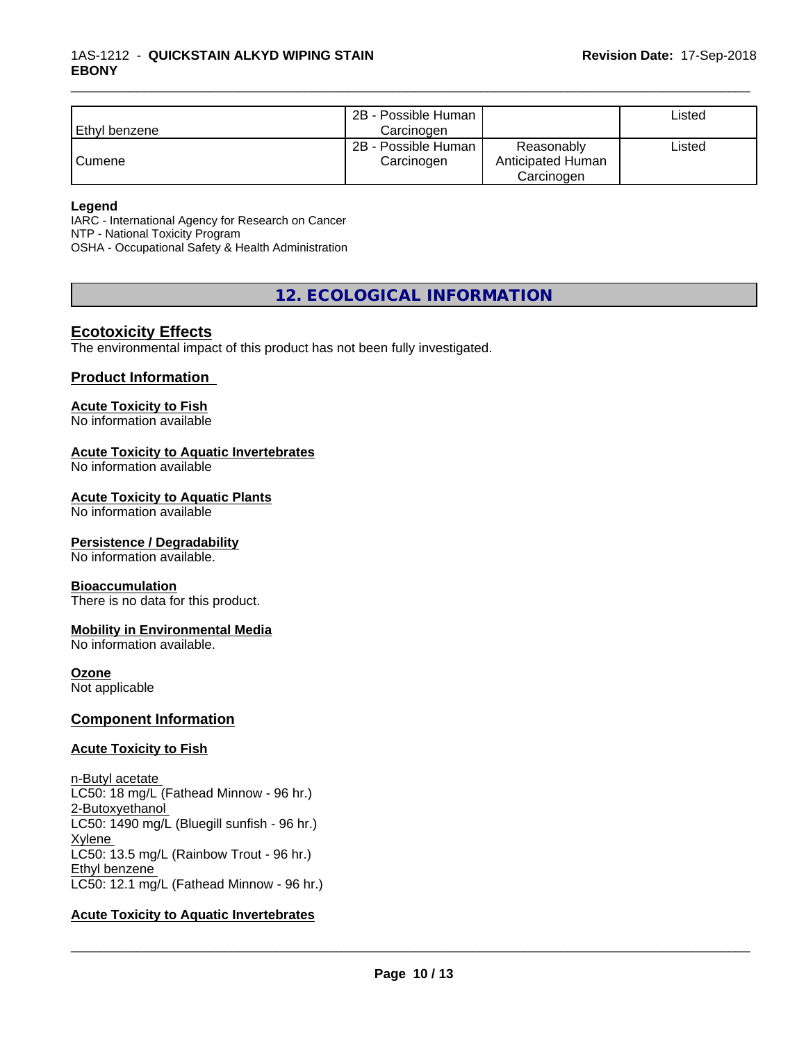| | | | |
|---|---|---|---|
| Ethyl benzene | 2B - Possible Human Carcinogen | | Listed |
| Cumene | 2B - Possible Human Carcinogen | Reasonably Anticipated Human Carcinogen | Listed |

**Legend**
IARC - International Agency for Research on Cancer
NTP - National Toxicity Program
OSHA - Occupational Safety & Health Administration

## 12. ECOLOGICAL INFORMATION

### Ecotoxicity Effects
The environmental impact of this product has not been fully investigated.

### Product Information

**Acute Toxicity to Fish**
No information available

**Acute Toxicity to Aquatic Invertebrates**
No information available

**Acute Toxicity to Aquatic Plants**
No information available

**Persistence / Degradability**
No information available.

**Bioaccumulation**
There is no data for this product.

**Mobility in Environmental Media**
No information available.

**Ozone**
Not applicable

### Component Information

**Acute Toxicity to Fish**

n-Butyl acetate
LC50: 18 mg/L (Fathead Minnow - 96 hr.)
2-Butoxyethanol
LC50: 1490 mg/L (Bluegill sunfish - 96 hr.)
Xylene
LC50: 13.5 mg/L (Rainbow Trout - 96 hr.)
Ethyl benzene
LC50: 12.1 mg/L (Fathead Minnow - 96 hr.)

**Acute Toxicity to Aquatic Invertebrates**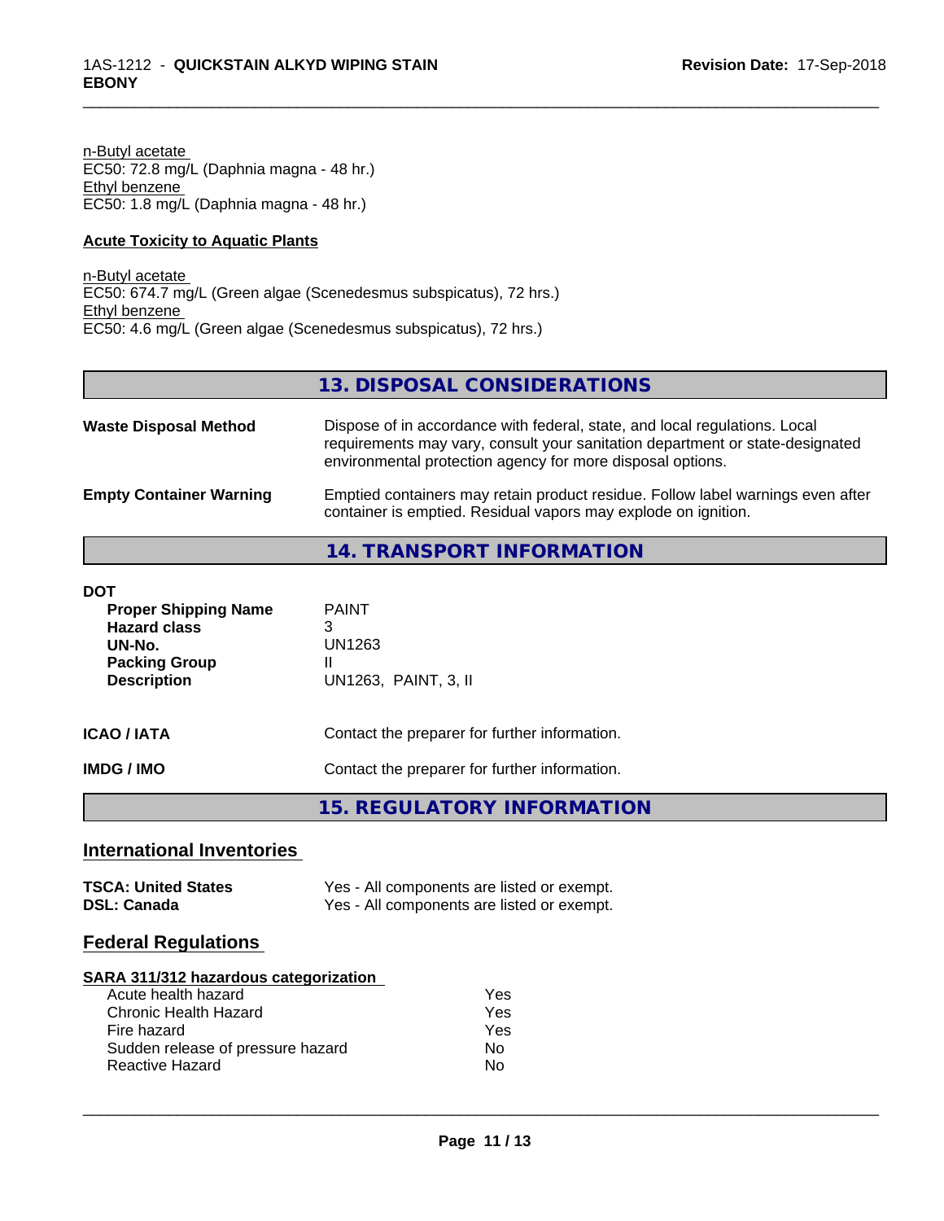n-Butyl acetate
EC50: 72.8 mg/L (Daphnia magna - 48 hr.)
Ethyl benzene
EC50: 1.8 mg/L (Daphnia magna - 48 hr.)

**Acute Toxicity to Aquatic Plants**

n-Butyl acetate
EC50: 674.7 mg/L (Green algae (Scenedesmus subspicatus), 72 hrs.)
Ethyl benzene
EC50: 4.6 mg/L (Green algae (Scenedesmus subspicatus), 72 hrs.)

## 13. DISPOSAL CONSIDERATIONS

**Waste Disposal Method** — Dispose of in accordance with federal, state, and local regulations. Local requirements may vary, consult your sanitation department or state-designated environmental protection agency for more disposal options.

**Empty Container Warning** — Emptied containers may retain product residue. Follow label warnings even after container is emptied. Residual vapors may explode on ignition.

## 14. TRANSPORT INFORMATION

**DOT**

| | |
|---|---|
| **Proper Shipping Name** | PAINT |
| **Hazard class** | 3 |
| **UN-No.** | UN1263 |
| **Packing Group** | II |
| **Description** | UN1263, PAINT, 3, II |

**ICAO / IATA** — Contact the preparer for further information.

**IMDG / IMO** — Contact the preparer for further information.

## 15. REGULATORY INFORMATION

### International Inventories

| | |
|---|---|
| **TSCA: United States** | Yes - All components are listed or exempt. |
| **DSL: Canada** | Yes - All components are listed or exempt. |

### Federal Regulations

**SARA 311/312 hazardous categorization**

| | |
|---|---|
| Acute health hazard | Yes |
| Chronic Health Hazard | Yes |
| Fire hazard | Yes |
| Sudden release of pressure hazard | No |
| Reactive Hazard | No |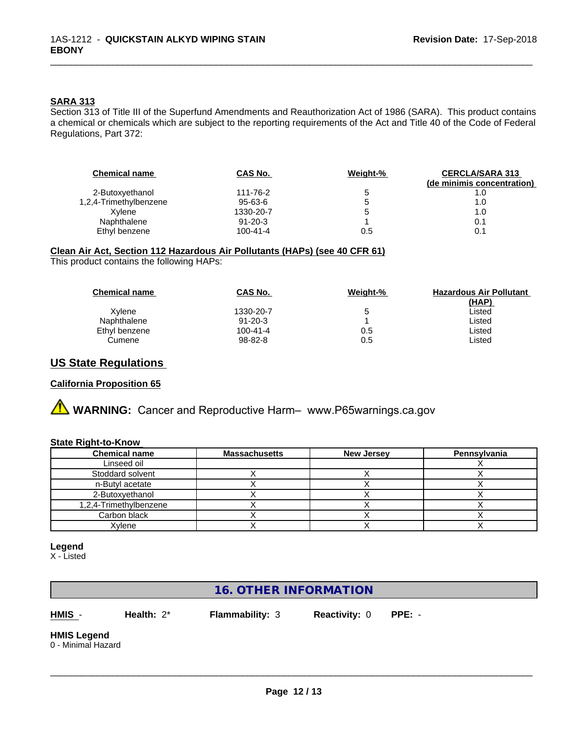### SARA 313

Section 313 of Title III of the Superfund Amendments and Reauthorization Act of 1986 (SARA). This product contains a chemical or chemicals which are subject to the reporting requirements of the Act and Title 40 of the Code of Federal Regulations, Part 372:

| Chemical name | CAS No. | Weight-% | CERCLA/SARA 313 (de minimis concentration) |
|---|---|---|---|
| 2-Butoxyethanol | 111-76-2 | 5 | 1.0 |
| 1,2,4-Trimethylbenzene | 95-63-6 | 5 | 1.0 |
| Xylene | 1330-20-7 | 5 | 1.0 |
| Naphthalene | 91-20-3 | 1 | 0.1 |
| Ethyl benzene | 100-41-4 | 0.5 | 0.1 |

### Clean Air Act, Section 112 Hazardous Air Pollutants (HAPs) (see 40 CFR 61)

This product contains the following HAPs:

| Chemical name | CAS No. | Weight-% | Hazardous Air Pollutant (HAP) |
|---|---|---|---|
| Xylene | 1330-20-7 | 5 | Listed |
| Naphthalene | 91-20-3 | 1 | Listed |
| Ethyl benzene | 100-41-4 | 0.5 | Listed |
| Cumene | 98-82-8 | 0.5 | Listed |

## US State Regulations

### California Proposition 65

⚠ **WARNING:** Cancer and Reproductive Harm– www.P65warnings.ca.gov

### State Right-to-Know

| Chemical name | Massachusetts | New Jersey | Pennsylvania |
|---|---|---|---|
| Linseed oil | | | X |
| Stoddard solvent | X | X | X |
| n-Butyl acetate | X | X | X |
| 2-Butoxyethanol | X | X | X |
| 1,2,4-Trimethylbenzene | X | X | X |
| Carbon black | X | X | X |
| Xylene | X | X | X |

**Legend**
X - Listed

## 16. OTHER INFORMATION

**HMIS** - **Health:** 2* **Flammability:** 3 **Reactivity:** 0 **PPE:** -

**HMIS Legend**
0 - Minimal Hazard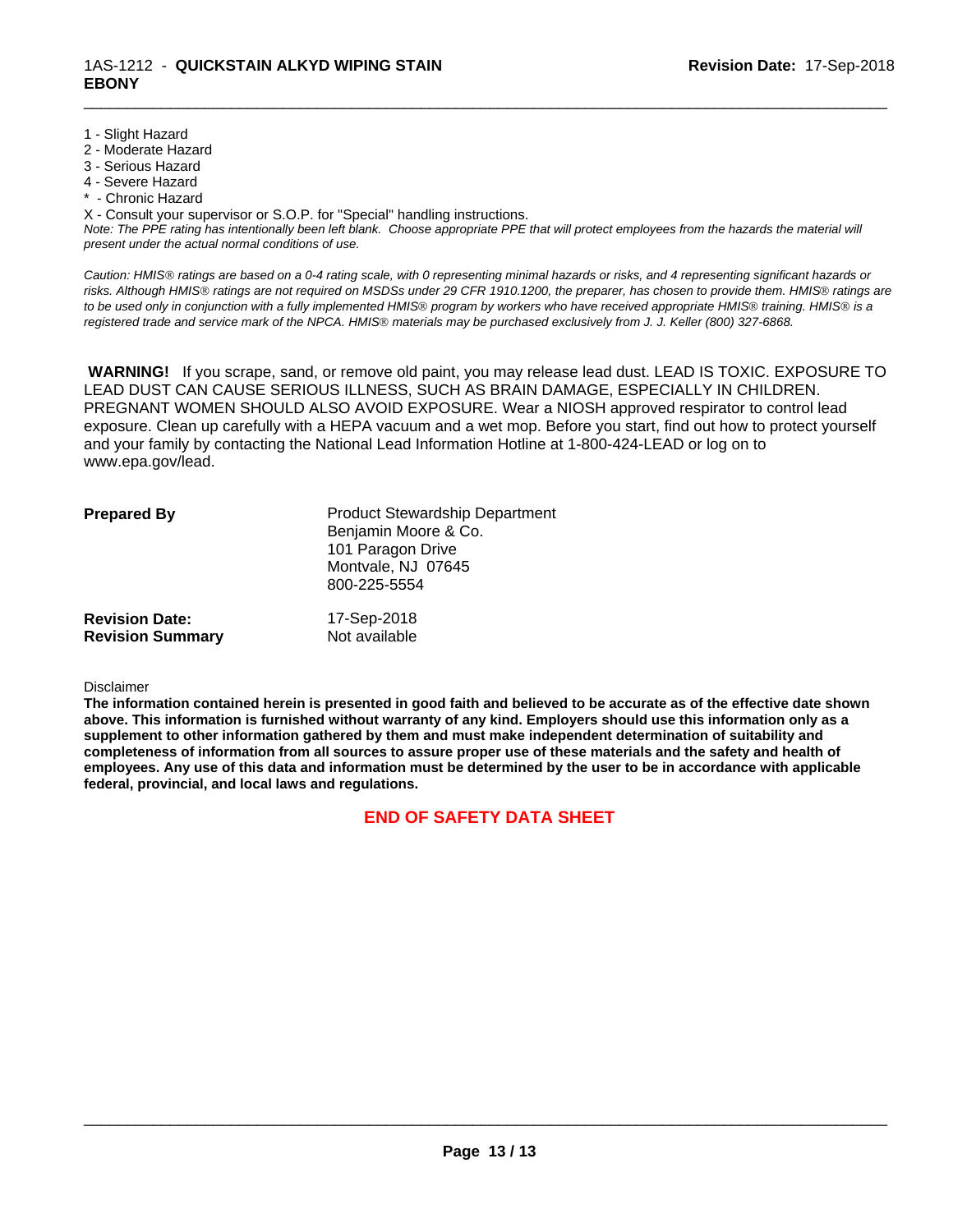1 - Slight Hazard
2 - Moderate Hazard
3 - Serious Hazard
4 - Severe Hazard
* - Chronic Hazard
X - Consult your supervisor or S.O.P. for "Special" handling instructions.

*Note: The PPE rating has intentionally been left blank. Choose appropriate PPE that will protect employees from the hazards the material will present under the actual normal conditions of use.*

*Caution: HMIS® ratings are based on a 0-4 rating scale, with 0 representing minimal hazards or risks, and 4 representing significant hazards or risks. Although HMIS® ratings are not required on MSDSs under 29 CFR 1910.1200, the preparer, has chosen to provide them. HMIS® ratings are to be used only in conjunction with a fully implemented HMIS® program by workers who have received appropriate HMIS® training. HMIS® is a registered trade and service mark of the NPCA. HMIS® materials may be purchased exclusively from J. J. Keller (800) 327-6868.*

**WARNING!** If you scrape, sand, or remove old paint, you may release lead dust. LEAD IS TOXIC. EXPOSURE TO LEAD DUST CAN CAUSE SERIOUS ILLNESS, SUCH AS BRAIN DAMAGE, ESPECIALLY IN CHILDREN. PREGNANT WOMEN SHOULD ALSO AVOID EXPOSURE. Wear a NIOSH approved respirator to control lead exposure. Clean up carefully with a HEPA vacuum and a wet mop. Before you start, find out how to protect yourself and your family by contacting the National Lead Information Hotline at 1-800-424-LEAD or log on to www.epa.gov/lead.

| | |
|---|---|
| **Prepared By** | Product Stewardship Department<br>Benjamin Moore & Co.<br>101 Paragon Drive<br>Montvale, NJ 07645<br>800-225-5554 |
| **Revision Date:** | 17-Sep-2018 |
| **Revision Summary** | Not available |

Disclaimer

**The information contained herein is presented in good faith and believed to be accurate as of the effective date shown above. This information is furnished without warranty of any kind. Employers should use this information only as a supplement to other information gathered by them and must make independent determination of suitability and completeness of information from all sources to assure proper use of these materials and the safety and health of employees. Any use of this data and information must be determined by the user to be in accordance with applicable federal, provincial, and local laws and regulations.**

**END OF SAFETY DATA SHEET**